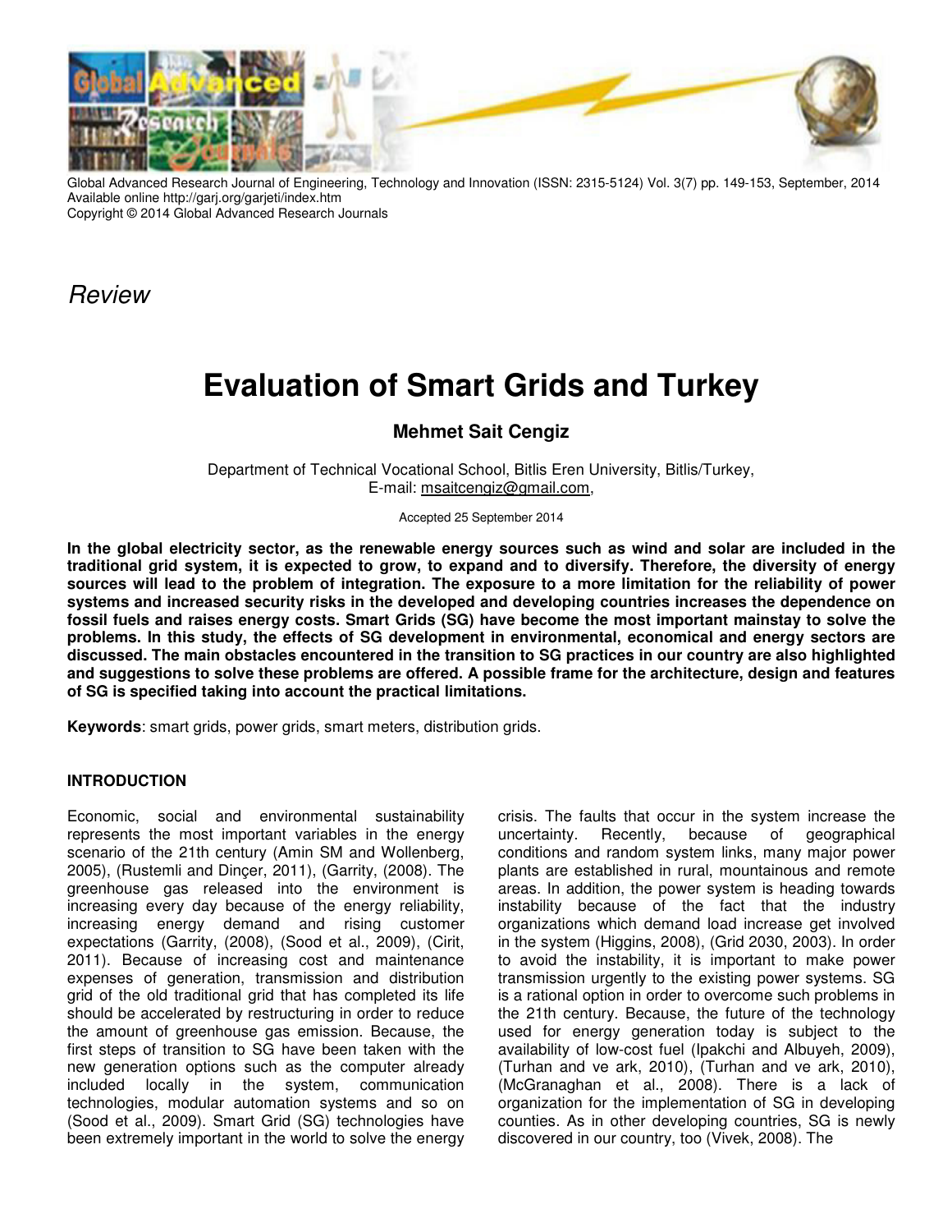*Review*

# Evaluation of Smart Grids and Turkey

**Mehmet Sait Cengiz**

Department of Technical Vocational School, Bitlis Eren University, Bitlis/Turkey,
E-mail: msaitcengiz@gmail.com,

Accepted 25 September 2014

**In the global electricity sector, as the renewable energy sources such as wind and solar are included in the traditional grid system, it is expected to grow, to expand and to diversify. Therefore, the diversity of energy sources will lead to the problem of integration. The exposure to a more limitation for the reliability of power systems and increased security risks in the developed and developing countries increases the dependence on fossil fuels and raises energy costs. Smart Grids (SG) have become the most important mainstay to solve the problems. In this study, the effects of SG development in environmental, economical and energy sectors are discussed. The main obstacles encountered in the transition to SG practices in our country are also highlighted and suggestions to solve these problems are offered. A possible frame for the architecture, design and features of SG is specified taking into account the practical limitations.**

**Keywords**: smart grids, power grids, smart meters, distribution grids.

## INTRODUCTION

Economic, social and environmental sustainability represents the most important variables in the energy scenario of the 21th century (Amin SM and Wollenberg, 2005), (Rustemli and Dinçer, 2011), (Garrity, (2008). The greenhouse gas released into the environment is increasing every day because of the energy reliability, increasing energy demand and rising customer expectations (Garrity, (2008), (Sood et al., 2009), (Cirit, 2011). Because of increasing cost and maintenance expenses of generation, transmission and distribution grid of the old traditional grid that has completed its life should be accelerated by restructuring in order to reduce the amount of greenhouse gas emission. Because, the first steps of transition to SG have been taken with the new generation options such as the computer already included locally in the system, communication technologies, modular automation systems and so on (Sood et al., 2009). Smart Grid (SG) technologies have been extremely important in the world to solve the energy crisis. The faults that occur in the system increase the uncertainty. Recently, because of geographical conditions and random system links, many major power plants are established in rural, mountainous and remote areas. In addition, the power system is heading towards instability because of the fact that the industry organizations which demand load increase get involved in the system (Higgins, 2008), (Grid 2030, 2003). In order to avoid the instability, it is important to make power transmission urgently to the existing power systems. SG is a rational option in order to overcome such problems in the 21th century. Because, the future of the technology used for energy generation today is subject to the availability of low-cost fuel (Ipakchi and Albuyeh, 2009), (Turhan and ve ark, 2010), (Turhan and ve ark, 2010), (McGranaghan et al., 2008). There is a lack of organization for the implementation of SG in developing counties. As in other developing countries, SG is newly discovered in our country, too (Vivek, 2008). The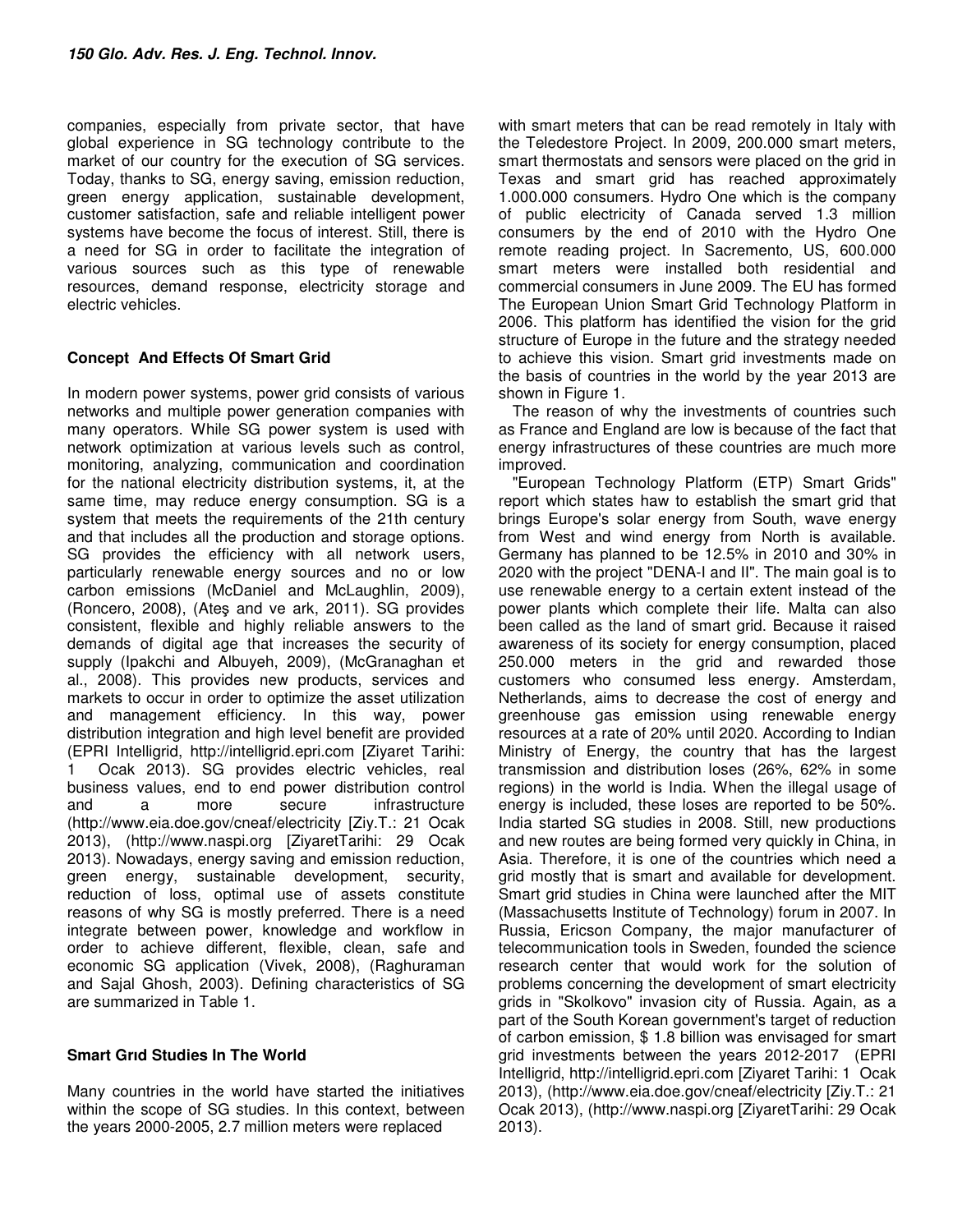companies, especially from private sector, that have global experience in SG technology contribute to the market of our country for the execution of SG services. Today, thanks to SG, energy saving, emission reduction, green energy application, sustainable development, customer satisfaction, safe and reliable intelligent power systems have become the focus of interest. Still, there is a need for SG in order to facilitate the integration of various sources such as this type of renewable resources, demand response, electricity storage and electric vehicles.

## Concept And Effects Of Smart Grid

In modern power systems, power grid consists of various networks and multiple power generation companies with many operators. While SG power system is used with network optimization at various levels such as control, monitoring, analyzing, communication and coordination for the national electricity distribution systems, it, at the same time, may reduce energy consumption. SG is a system that meets the requirements of the 21th century and that includes all the production and storage options. SG provides the efficiency with all network users, particularly renewable energy sources and no or low carbon emissions (McDaniel and McLaughlin, 2009), (Roncero, 2008), (Ateş and ve ark, 2011). SG provides consistent, flexible and highly reliable answers to the demands of digital age that increases the security of supply (Ipakchi and Albuyeh, 2009), (McGranaghan et al., 2008). This provides new products, services and markets to occur in order to optimize the asset utilization and management efficiency. In this way, power distribution integration and high level benefit are provided (EPRI Intelligrid, http://intelligrid.epri.com [Ziyaret Tarihi: 1 Ocak 2013). SG provides electric vehicles, real business values, end to end power distribution control and a more secure infrastructure (http://www.eia.doe.gov/cneaf/electricity [Ziy.T.: 21 Ocak 2013), (http://www.naspi.org [ZiyaretTarihi: 29 Ocak 2013). Nowadays, energy saving and emission reduction, green energy, sustainable development, security, reduction of loss, optimal use of assets constitute reasons of why SG is mostly preferred. There is a need integrate between power, knowledge and workflow in order to achieve different, flexible, clean, safe and economic SG application (Vivek, 2008), (Raghuraman and Sajal Ghosh, 2003). Defining characteristics of SG are summarized in Table 1.

## Smart Grıd Studies In The World

Many countries in the world have started the initiatives within the scope of SG studies. In this context, between the years 2000-2005, 2.7 million meters were replaced with smart meters that can be read remotely in Italy with the Teledestore Project. In 2009, 200.000 smart meters, smart thermostats and sensors were placed on the grid in Texas and smart grid has reached approximately 1.000.000 consumers. Hydro One which is the company of public electricity of Canada served 1.3 million consumers by the end of 2010 with the Hydro One remote reading project. In Sacremento, US, 600.000 smart meters were installed both residential and commercial consumers in June 2009. The EU has formed The European Union Smart Grid Technology Platform in 2006. This platform has identified the vision for the grid structure of Europe in the future and the strategy needed to achieve this vision. Smart grid investments made on the basis of countries in the world by the year 2013 are shown in Figure 1.

The reason of why the investments of countries such as France and England are low is because of the fact that energy infrastructures of these countries are much more improved.

"European Technology Platform (ETP) Smart Grids" report which states haw to establish the smart grid that brings Europe's solar energy from South, wave energy from West and wind energy from North is available. Germany has planned to be 12.5% in 2010 and 30% in 2020 with the project "DENA-I and II". The main goal is to use renewable energy to a certain extent instead of the power plants which complete their life. Malta can also been called as the land of smart grid. Because it raised awareness of its society for energy consumption, placed 250.000 meters in the grid and rewarded those customers who consumed less energy. Amsterdam, Netherlands, aims to decrease the cost of energy and greenhouse gas emission using renewable energy resources at a rate of 20% until 2020. According to Indian Ministry of Energy, the country that has the largest transmission and distribution loses (26%, 62% in some regions) in the world is India. When the illegal usage of energy is included, these loses are reported to be 50%. India started SG studies in 2008. Still, new productions and new routes are being formed very quickly in China, in Asia. Therefore, it is one of the countries which need a grid mostly that is smart and available for development. Smart grid studies in China were launched after the MIT (Massachusetts Institute of Technology) forum in 2007. In Russia, Ericson Company, the major manufacturer of telecommunication tools in Sweden, founded the science research center that would work for the solution of problems concerning the development of smart electricity grids in "Skolkovo" invasion city of Russia. Again, as a part of the South Korean government's target of reduction of carbon emission, $ 1.8 billion was envisaged for smart grid investments between the years 2012-2017 (EPRI Intelligrid, http://intelligrid.epri.com [Ziyaret Tarihi: 1 Ocak 2013), (http://www.eia.doe.gov/cneaf/electricity [Ziy.T.: 21 Ocak 2013), (http://www.naspi.org [ZiyaretTarihi: 29 Ocak 2013).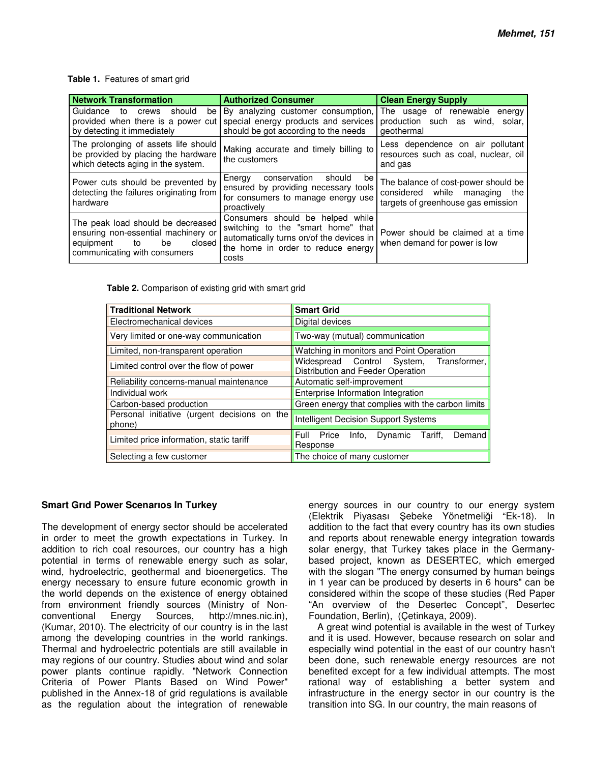**Table 1.** Features of smart grid

| Network Transformation | Authorized Consumer | Clean Energy Supply |
|---|---|---|
| Guidance to crews should be provided when there is a power cut by detecting it immediately | By analyzing customer consumption, special energy products and services should be got according to the needs | The usage of renewable energy production such as wind, solar, geothermal |
| The prolonging of assets life should be provided by placing the hardware which detects aging in the system. | Making accurate and timely billing to the customers | Less dependence on air pollutant resources such as coal, nuclear, oil and gas |
| Power cuts should be prevented by detecting the failures originating from hardware | Energy conservation should be ensured by providing necessary tools for consumers to manage energy use proactively | The balance of cost-power should be considered while managing the targets of greenhouse gas emission |
| The peak load should be decreased ensuring non-essential machinery or equipment to be closed communicating with consumers | Consumers should be helped while switching to the "smart home" that automatically turns on/of the devices in the home in order to reduce energy costs | Power should be claimed at a time when demand for power is low |

**Table 2.** Comparison of existing grid with smart grid

| Traditional Network | Smart Grid |
|---|---|
| Electromechanical devices | Digital devices |
| Very limited or one-way communication | Two-way (mutual) communication |
| Limited, non-transparent operation | Watching in monitors and Point Operation |
| Limited control over the flow of power | Widespread Control System, Transformer, Distribution and Feeder Operation |
| Reliability concerns-manual maintenance | Automatic self-improvement |
| Individual work | Enterprise Information Integration |
| Carbon-based production | Green energy that complies with the carbon limits |
| Personal initiative (urgent decisions on the phone) | Intelligent Decision Support Systems |
| Limited price information, static tariff | Full Price Info, Dynamic Tariff, Demand Response |
| Selecting a few customer | The choice of many customer |

## Smart Grıd Power Scenarıos In Turkey

The development of energy sector should be accelerated in order to meet the growth expectations in Turkey. In addition to rich coal resources, our country has a high potential in terms of renewable energy such as solar, wind, hydroelectric, geothermal and bioenergetics. The energy necessary to ensure future economic growth in the world depends on the existence of energy obtained from environment friendly sources (Ministry of Non-conventional Energy Sources, http://mnes.nic.in), (Kumar, 2010). The electricity of our country is in the last among the developing countries in the world rankings. Thermal and hydroelectric potentials are still available in may regions of our country. Studies about wind and solar power plants continue rapidly. "Network Connection Criteria of Power Plants Based on Wind Power" published in the Annex-18 of grid regulations is available as the regulation about the integration of renewable energy sources in our country to our energy system (Elektrik Piyasası Şebeke Yönetmeliği "Ek-18). In addition to the fact that every country has its own studies and reports about renewable energy integration towards solar energy, that Turkey takes place in the Germany-based project, known as DESERTEC, which emerged with the slogan "The energy consumed by human beings in 1 year can be produced by deserts in 6 hours" can be considered within the scope of these studies (Red Paper "An overview of the Desertec Concept", Desertec Foundation, Berlin), (Çetinkaya, 2009).

A great wind potential is available in the west of Turkey and it is used. However, because research on solar and especially wind potential in the east of our country hasn't been done, such renewable energy resources are not benefited except for a few individual attempts. The most rational way of establishing a better system and infrastructure in the energy sector in our country is the transition into SG. In our country, the main reasons of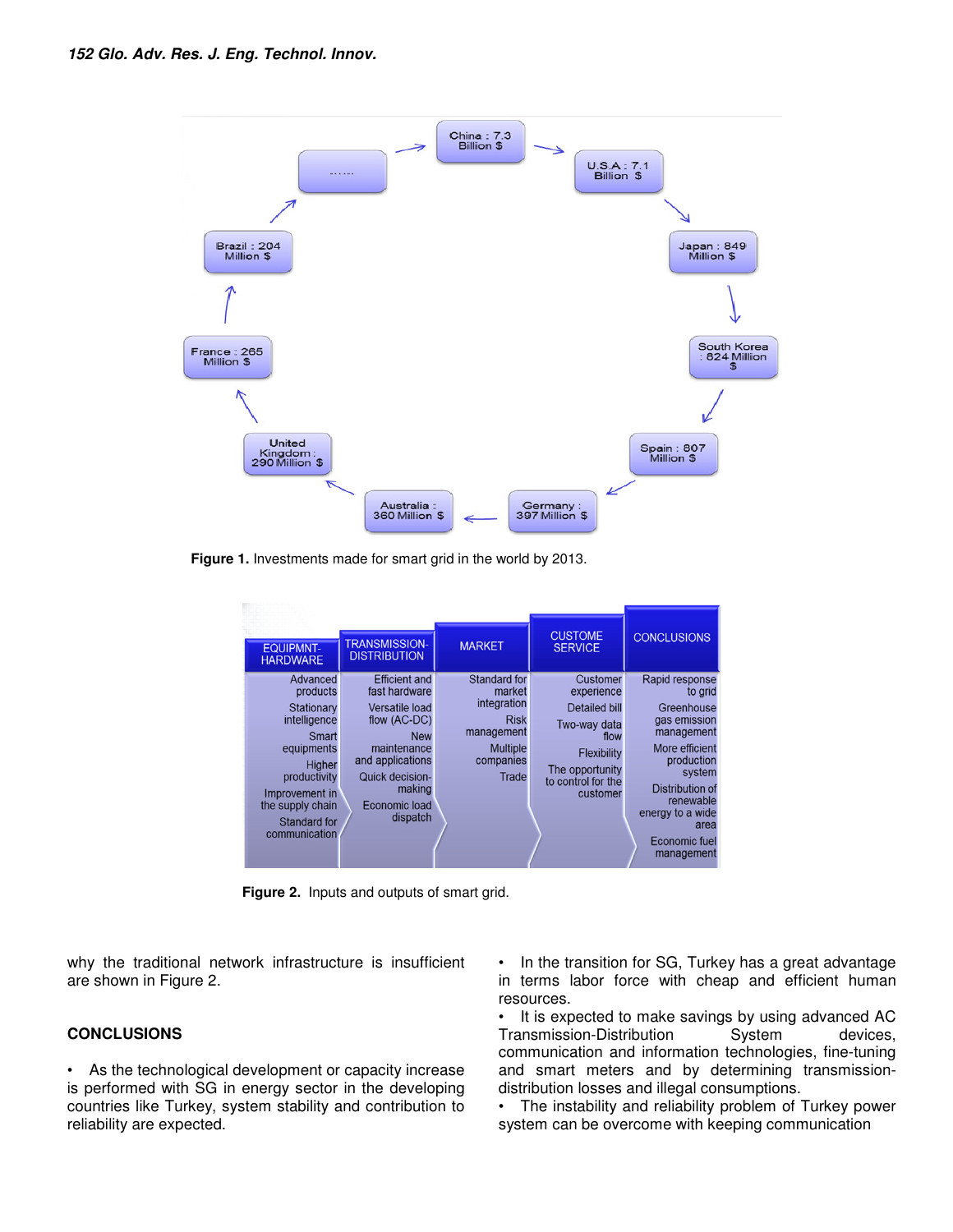Figure 1. Investments made for smart grid in the world by 2013.

Figure 2. Inputs and outputs of smart grid.

why the traditional network infrastructure is insufficient are shown in Figure 2.

## CONCLUSIONS

- As the technological development or capacity increase is performed with SG in energy sector in the developing countries like Turkey, system stability and contribution to reliability are expected.
- In the transition for SG, Turkey has a great advantage in terms labor force with cheap and efficient human resources.
- It is expected to make savings by using advanced AC Transmission-Distribution System devices, communication and information technologies, fine-tuning and smart meters and by determining transmission-distribution losses and illegal consumptions.
- The instability and reliability problem of Turkey power system can be overcome with keeping communication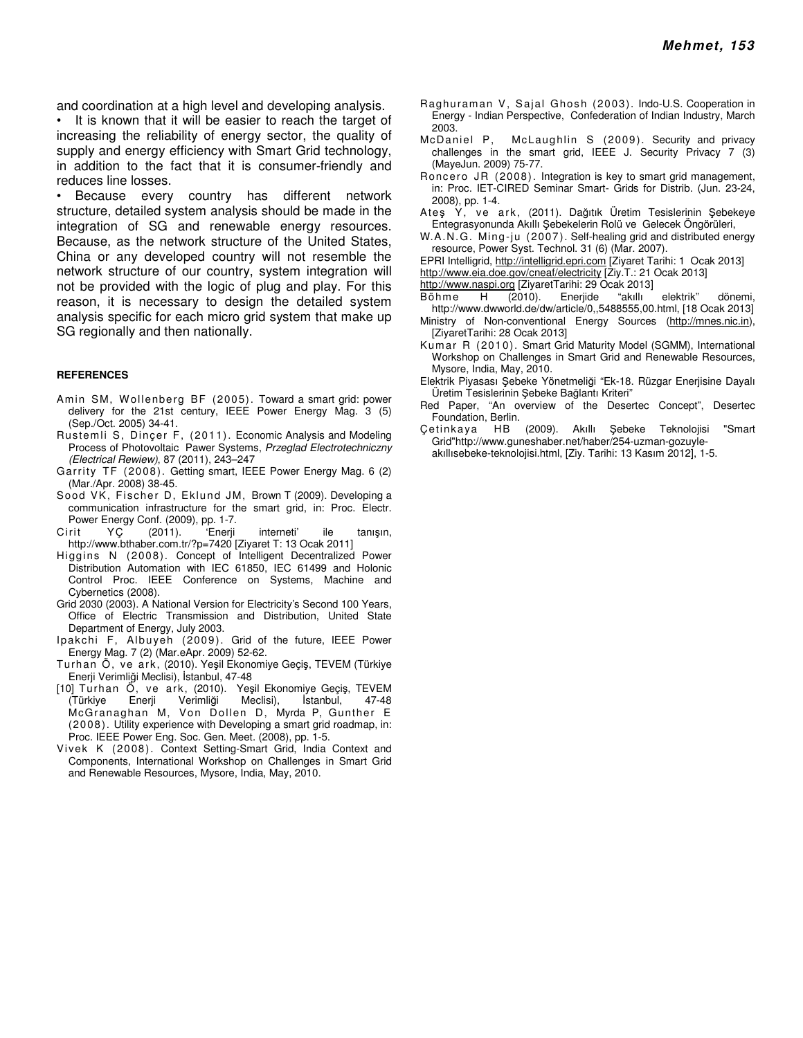and coordination at a high level and developing analysis.

- It is known that it will be easier to reach the target of increasing the reliability of energy sector, the quality of supply and energy efficiency with Smart Grid technology, in addition to the fact that it is consumer-friendly and reduces line losses.
- Because every country has different network structure, detailed system analysis should be made in the integration of SG and renewable energy resources. Because, as the network structure of the United States, China or any developed country will not resemble the network structure of our country, system integration will not be provided with the logic of plug and play. For this reason, it is necessary to design the detailed system analysis specific for each micro grid system that make up SG regionally and then nationally.

### REFERENCES

Amin SM, Wollenberg BF (2005). Toward a smart grid: power delivery for the 21st century, IEEE Power Energy Mag. 3 (5) (Sep./Oct. 2005) 34-41.

Rustemli S, Dinçer F, (2011). Economic Analysis and Modeling Process of Photovoltaic Pawer Systems, *Przeglad Electrotechniczny (Electrical Rewiew)*, 87 (2011), 243–247

Garrity TF (2008). Getting smart, IEEE Power Energy Mag. 6 (2) (Mar./Apr. 2008) 38-45.

Sood VK, Fischer D, Eklund JM, Brown T (2009). Developing a communication infrastructure for the smart grid, in: Proc. Electr. Power Energy Conf. (2009), pp. 1-7.

Cirit YÇ (2011). 'Enerji interneti' ile tanışın, http://www.bthaber.com.tr/?p=7420 [Ziyaret T: 13 Ocak 2011]

Higgins N (2008). Concept of Intelligent Decentralized Power Distribution Automation with IEC 61850, IEC 61499 and Holonic Control Proc. IEEE Conference on Systems, Machine and Cybernetics (2008).

Grid 2030 (2003). A National Version for Electricity's Second 100 Years, Office of Electric Transmission and Distribution, United State Department of Energy, July 2003.

Ipakchi F, Albuyeh (2009). Grid of the future, IEEE Power Energy Mag. 7 (2) (Mar.eApr. 2009) 52-62.

Turhan Ö, ve ark, (2010). Yeşil Ekonomiye Geçiş, TEVEM (Türkiye Enerji Verimliği Meclisi), İstanbul, 47-48

[10] Turhan Ö, ve ark, (2010). Yeşil Ekonomiye Geçiş, TEVEM (Türkiye Enerji Verimliği Meclisi), İstanbul, 47-48

McGranaghan M, Von Dollen D, Myrda P, Gunther E (2008). Utility experience with Developing a smart grid roadmap, in: Proc. IEEE Power Eng. Soc. Gen. Meet. (2008), pp. 1-5.

Vivek K (2008). Context Setting-Smart Grid, India Context and Components, International Workshop on Challenges in Smart Grid and Renewable Resources, Mysore, India, May, 2010.

Raghuraman V, Sajal Ghosh (2003). Indo-U.S. Cooperation in Energy - Indian Perspective, Confederation of Indian Industry, March 2003.

McDaniel P, McLaughlin S (2009). Security and privacy challenges in the smart grid, IEEE J. Security Privacy 7 (3) (MayeJun. 2009) 75-77.

Roncero JR (2008). Integration is key to smart grid management, in: Proc. IET-CIRED Seminar Smart- Grids for Distrib. (Jun. 23-24, 2008), pp. 1-4.

Ateş Y, ve ark, (2011). Dağıtık Üretim Tesislerinin Şebekeye Entegrasyonunda Akıllı Şebekelerin Rolü ve Gelecek Öngörüleri,

W.A.N.G. Ming-ju (2007). Self-healing grid and distributed energy resource, Power Syst. Technol. 31 (6) (Mar. 2007).

EPRI Intelligrid, http://intelligrid.epri.com [Ziyaret Tarihi: 1 Ocak 2013]

http://www.eia.doe.gov/cneaf/electricity [Ziy.T.: 21 Ocak 2013]

http://www.naspi.org [ZiyaretTarihi: 29 Ocak 2013]

Böhme H (2010). Enerjide "akıllı elektrik" dönemi, http://www.dwworld.de/dw/article/0,,5488555,00.html, [18 Ocak 2013]

Ministry of Non-conventional Energy Sources (http://mnes.nic.in), [ZiyaretTarihi: 28 Ocak 2013]

Kumar R (2010). Smart Grid Maturity Model (SGMM), International Workshop on Challenges in Smart Grid and Renewable Resources, Mysore, India, May, 2010.

Elektrik Piyasası Şebeke Yönetmeliği "Ek-18. Rüzgar Enerjisine Dayalı Üretim Tesislerinin Şebeke Bağlantı Kriteri"

Red Paper, "An overview of the Desertec Concept", Desertec Foundation, Berlin.

Çetinkaya HB (2009). Akıllı Şebeke Teknolojisi "Smart Grid"http://www.guneshaber.net/haber/254-uzman-gozuyle-akıllısebeke-teknolojisi.html, [Ziy. Tarihi: 13 Kasım 2012], 1-5.